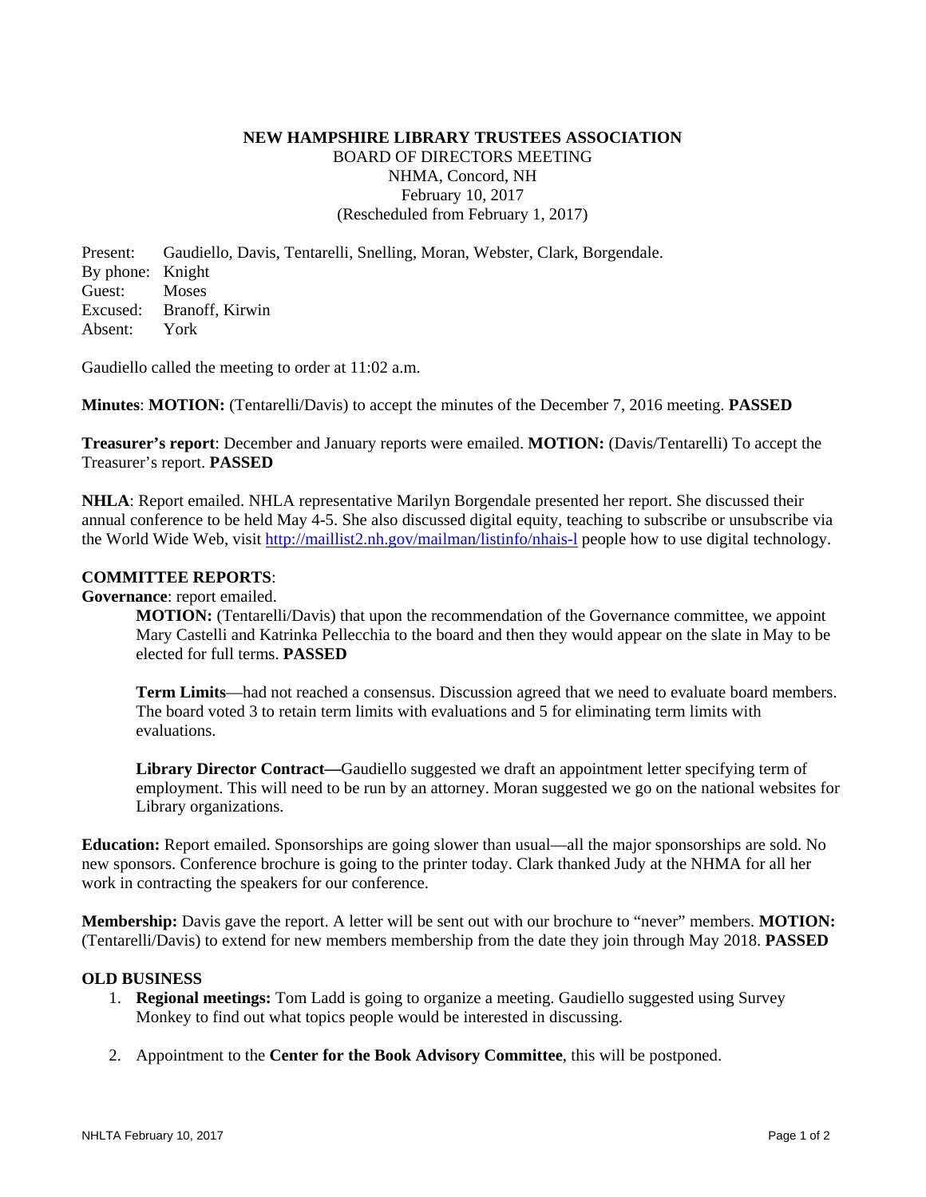**NEW HAMPSHIRE LIBRARY TRUSTEES ASSOCIATION**
BOARD OF DIRECTORS MEETING
NHMA, Concord, NH
February 10, 2017
(Rescheduled from February 1, 2017)

Present: Gaudiello, Davis, Tentarelli, Snelling, Moran, Webster, Clark, Borgendale.
By phone: Knight
Guest: Moses
Excused: Branoff, Kirwin
Absent: York

Gaudiello called the meeting to order at 11:02 a.m.

**Minutes**: **MOTION:** (Tentarelli/Davis) to accept the minutes of the December 7, 2016 meeting. **PASSED**

**Treasurer's report**: December and January reports were emailed. **MOTION:** (Davis/Tentarelli) To accept the Treasurer's report. **PASSED**

**NHLA**: Report emailed. NHLA representative Marilyn Borgendale presented her report. She discussed their annual conference to be held May 4-5. She also discussed digital equity, teaching to subscribe or unsubscribe via the World Wide Web, visit http://maillist2.nh.gov/mailman/listinfo/nhais-l people how to use digital technology.

**COMMITTEE REPORTS**:

**Governance**: report emailed.

> **MOTION:** (Tentarelli/Davis) that upon the recommendation of the Governance committee, we appoint Mary Castelli and Katrinka Pellecchia to the board and then they would appear on the slate in May to be elected for full terms. **PASSED**
>
> **Term Limits**—had not reached a consensus. Discussion agreed that we need to evaluate board members. The board voted 3 to retain term limits with evaluations and 5 for eliminating term limits with evaluations.
>
> **Library Director Contract—**Gaudiello suggested we draft an appointment letter specifying term of employment. This will need to be run by an attorney. Moran suggested we go on the national websites for Library organizations.

**Education:** Report emailed. Sponsorships are going slower than usual—all the major sponsorships are sold. No new sponsors. Conference brochure is going to the printer today. Clark thanked Judy at the NHMA for all her work in contracting the speakers for our conference.

**Membership:** Davis gave the report. A letter will be sent out with our brochure to "never" members. **MOTION:** (Tentarelli/Davis) to extend for new members membership from the date they join through May 2018. **PASSED**

**OLD BUSINESS**

1. **Regional meetings:** Tom Ladd is going to organize a meeting. Gaudiello suggested using Survey Monkey to find out what topics people would be interested in discussing.

2. Appointment to the **Center for the Book Advisory Committee**, this will be postponed.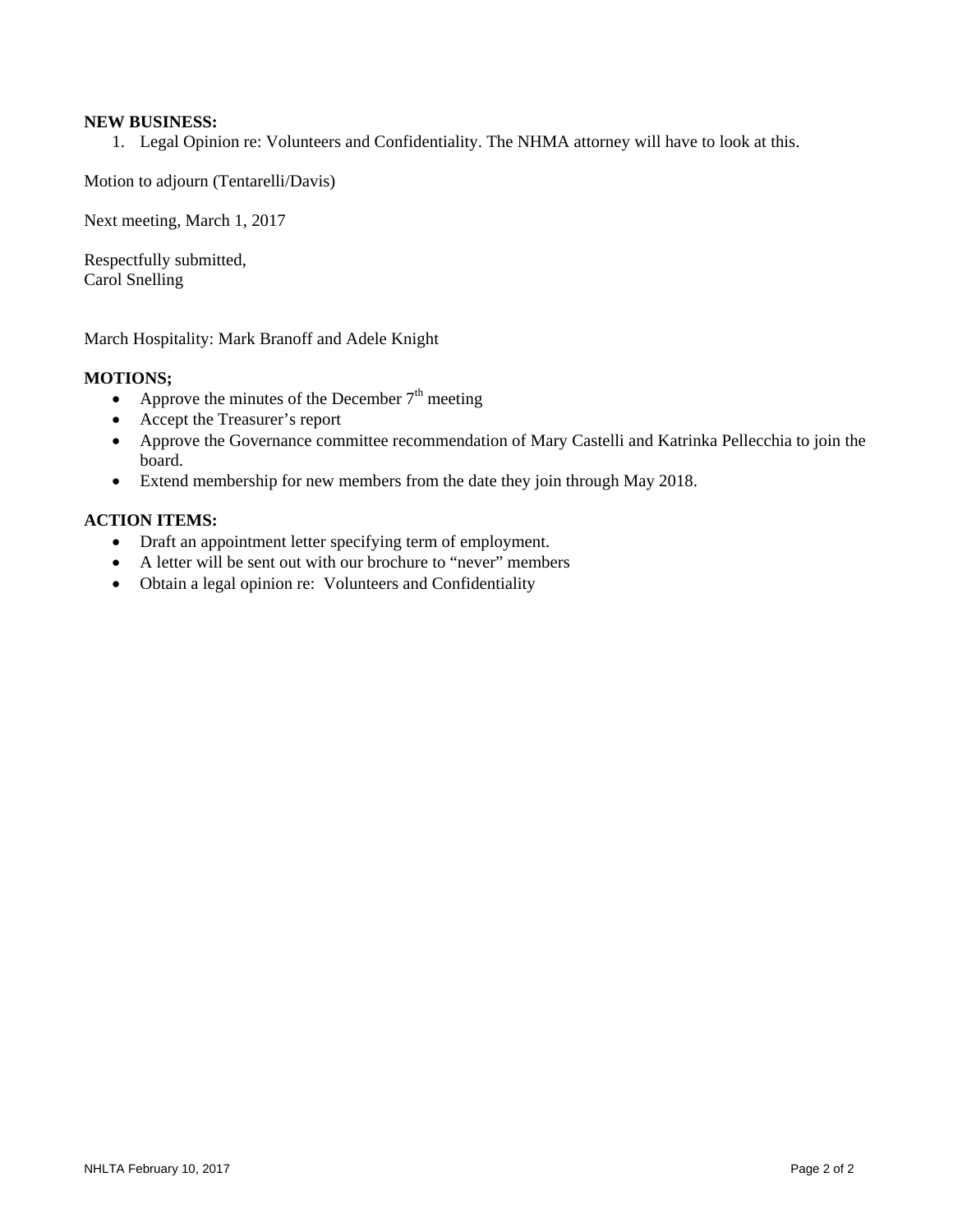**NEW BUSINESS:**

1. Legal Opinion re: Volunteers and Confidentiality. The NHMA attorney will have to look at this.

Motion to adjourn (Tentarelli/Davis)

Next meeting, March 1, 2017

Respectfully submitted,
Carol Snelling

March Hospitality: Mark Branoff and Adele Knight

**MOTIONS;**

- Approve the minutes of the December 7th meeting
- Accept the Treasurer's report
- Approve the Governance committee recommendation of Mary Castelli and Katrinka Pellecchia to join the board.
- Extend membership for new members from the date they join through May 2018.

**ACTION ITEMS:**

- Draft an appointment letter specifying term of employment.
- A letter will be sent out with our brochure to "never" members
- Obtain a legal opinion re: Volunteers and Confidentiality